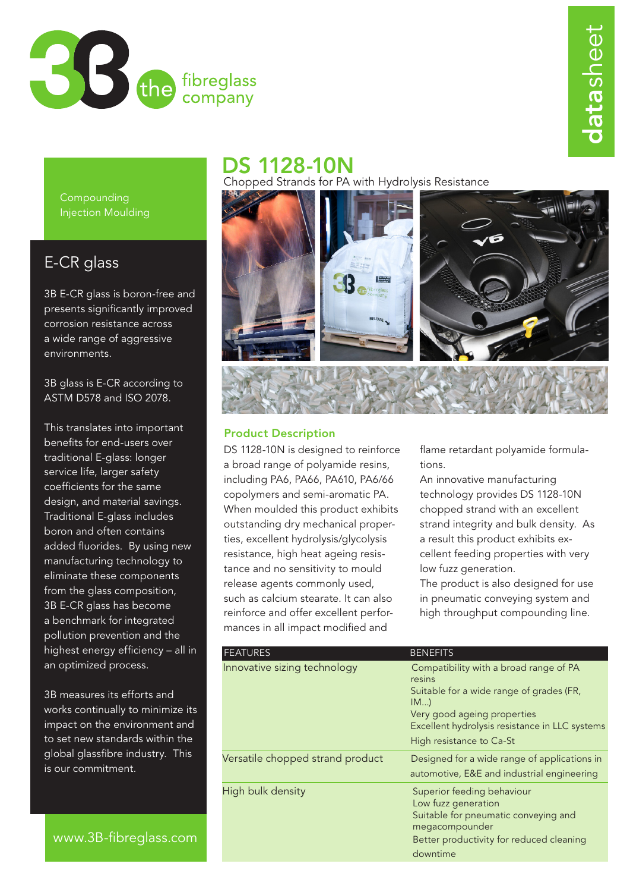3B the fibreglass company

datasheet

# DS 1128-10N

Chopped Strands for PA with Hydrolysis Resistance

Compounding
Injection Moulding

## E-CR glass

3B E-CR glass is boron-free and presents significantly improved corrosion resistance across a wide range of aggressive environments.

3B glass is E-CR according to ASTM D578 and ISO 2078.

This translates into important benefits for end-users over traditional E-glass: longer service life, larger safety coefficients for the same design, and material savings. Traditional E-glass includes boron and often contains added fluorides. By using new manufacturing technology to eliminate these components from the glass composition, 3B E-CR glass has become a benchmark for integrated pollution prevention and the highest energy efficiency – all in an optimized process.

3B measures its efforts and works continually to minimize its impact on the environment and to set new standards within the global glassfibre industry. This is our commitment.

www.3B-fibreglass.com

## Product Description

DS 1128-10N is designed to reinforce a broad range of polyamide resins, including PA6, PA66, PA610, PA6/66 copolymers and semi-aromatic PA. When moulded this product exhibits outstanding dry mechanical properties, excellent hydrolysis/glycolysis resistance, high heat ageing resistance and no sensitivity to mould release agents commonly used, such as calcium stearate. It can also reinforce and offer excellent performances in all impact modified and flame retardant polyamide formulations.

An innovative manufacturing technology provides DS 1128-10N chopped strand with an excellent strand integrity and bulk density. As a result this product exhibits excellent feeding properties with very low fuzz generation.

The product is also designed for use in pneumatic conveying system and high throughput compounding line.

| FEATURES | BENEFITS |
|---|---|
| Innovative sizing technology | Compatibility with a broad range of PA resins<br>Suitable for a wide range of grades (FR, IM...)<br>Very good ageing properties<br>Excellent hydrolysis resistance in LLC systems<br>High resistance to Ca-St |
| Versatile chopped strand product | Designed for a wide range of applications in automotive, E&E and industrial engineering |
| High bulk density | Superior feeding behaviour<br>Low fuzz generation<br>Suitable for pneumatic conveying and megacompounder<br>Better productivity for reduced cleaning downtime |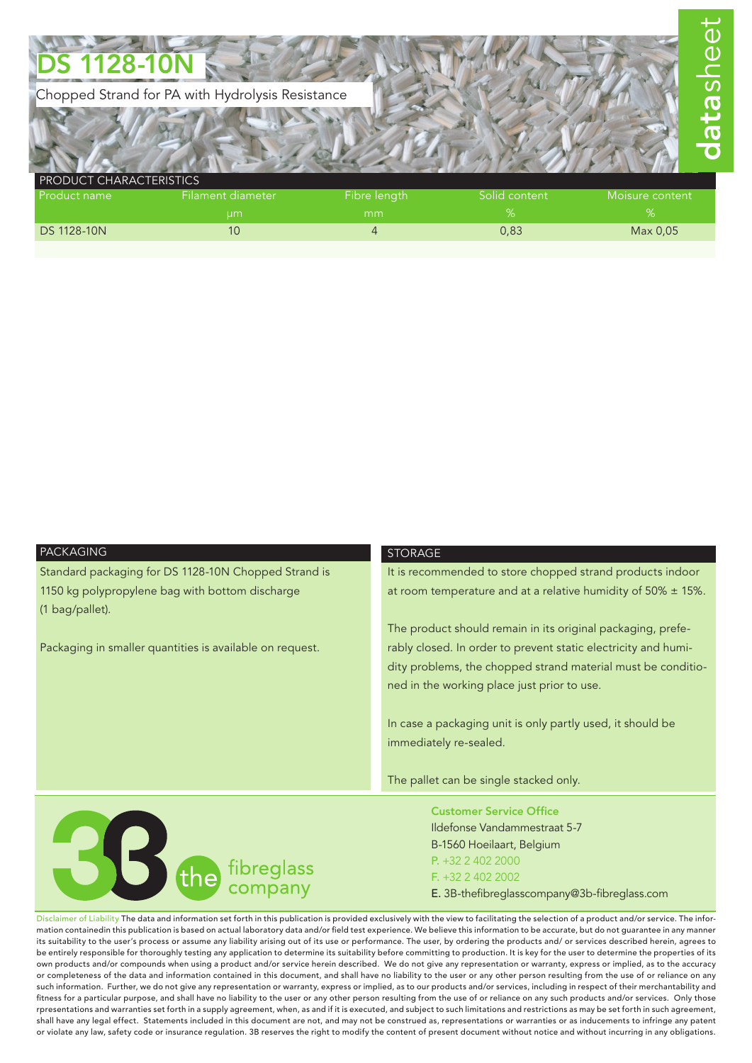# DS 1128-10N

Chopped Strand for PA with Hydrolysis Resistance

datasheet

## PRODUCT CHARACTERISTICS

| Product name | Filament diameter | Fibre length | Solid content | Moisure content |
|---|---|---|---|---|
| | µm | mm | % | % |
| DS 1128-10N | 10 | 4 | 0,83 | Max 0,05 |

## PACKAGING

Standard packaging for DS 1128-10N Chopped Strand is 1150 kg polypropylene bag with bottom discharge (1 bag/pallet).

Packaging in smaller quantities is available on request.

## STORAGE

It is recommended to store chopped strand products indoor at room temperature and at a relative humidity of 50% ± 15%.

The product should remain in its original packaging, preferably closed. In order to prevent static electricity and humidity problems, the chopped strand material must be conditioned in the working place just prior to use.

In case a packaging unit is only partly used, it should be immediately re-sealed.

The pallet can be single stacked only.

3B the fibreglass company

**Customer Service Office**
Ildefonse Vandammestraat 5-7
B-1560 Hoeilaart, Belgium
P. +32 2 402 2000
F. +32 2 402 2002
E. 3B-thefibreglasscompany@3b-fibreglass.com

Disclaimer of Liability The data and information set forth in this publication is provided exclusively with the view to facilitating the selection of a product and/or service. The information containedin this publication is based on actual laboratory data and/or field test experience. We believe this information to be accurate, but do not guarantee in any manner its suitability to the user's process or assume any liability arising out of its use or performance. The user, by ordering the products and/ or services described herein, agrees to be entirely responsible for thoroughly testing any application to determine its suitability before committing to production. It is key for the user to determine the properties of its own products and/or compounds when using a product and/or service herein described. We do not give any representation or warranty, express or implied, as to the accuracy or completeness of the data and information contained in this document, and shall have no liability to the user or any other person resulting from the use of or reliance on any such information. Further, we do not give any representation or warranty, express or implied, as to our products and/or services, including in respect of their merchantability and fitness for a particular purpose, and shall have no liability to the user or any other person resulting from the use of or reliance on any such products and/or services. Only those rpresentations and warranties set forth in a supply agreement, when, as and if it is executed, and subject to such limitations and restrictions as may be set forth in such agreement, shall have any legal effect. Statements included in this document are not, and may not be construed as, representations or warranties or as inducements to infringe any patent or violate any law, safety code or insurance regulation. 3B reserves the right to modify the content of present document without notice and without incurring in any obligations.